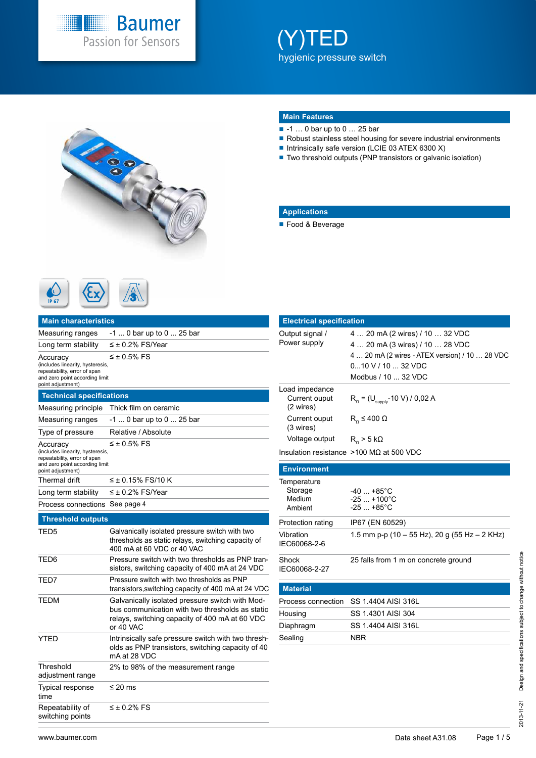Baumer
Passion for Sensors

# (Y)TED

hygienic pressure switch

## Main Features

- -1 … 0 bar up to 0 … 25 bar
- Robust stainless steel housing for severe industrial environments
- Intrinsically safe version (LCIE 03 ATEX 6300 X)
- Two threshold outputs (PNP transistors or galvanic isolation)

## Applications

- Food & Beverage

## Main characteristics

| | |
|---|---|
| Measuring ranges | -1 ... 0 bar up to 0 ... 25 bar |
| Long term stability | ≤ ± 0.2% FS/Year |
| Accuracy (includes linearity, hysteresis, repeatability, error of span and zero point according limit point adjustment) | ≤ ± 0.5% FS |

## Technical specifications

| | |
|---|---|
| Measuring principle | Thick film on ceramic |
| Measuring ranges | -1 ... 0 bar up to 0 ... 25 bar |
| Type of pressure | Relative / Absolute |
| Accuracy (includes linearity, hysteresis, repeatability, error of span and zero point according limit point adjustment) | ≤ ± 0.5% FS |
| Thermal drift | ≤ ± 0.15% FS/10 K |
| Long term stability | ≤ ± 0.2% FS/Year |
| Process connections | See page 4 |

## Threshold outputs

| | |
|---|---|
| TED5 | Galvanically isolated pressure switch with two thresholds as static relays, switching capacity of 400 mA at 60 VDC or 40 VAC |
| TED6 | Pressure switch with two thresholds as PNP transistors, switching capacity of 400 mA at 24 VDC |
| TED7 | Pressure switch with two thresholds as PNP transistors,switching capacity of 400 mA at 24 VDC |
| TEDM | Galvanically isolated pressure switch with Modbus communication with two thresholds as static relays, switching capacity of 400 mA at 60 VDC or 40 VAC |
| YTED | Intrinsically safe pressure switch with two thresholds as PNP transistors, switching capacity of 40 mA at 28 VDC |
| Threshold adjustment range | 2% to 98% of the measurement range |
| Typical response time | ≤ 20 ms |
| Repeatability of switching points | ≤ ± 0.2% FS |

## Electrical specification

| | |
|---|---|
| Output signal / Power supply | 4 … 20 mA (2 wires) / 10 … 32 VDC<br>4 … 20 mA (3 wires) / 10 … 28 VDC<br>4 … 20 mA (2 wires - ATEX version) / 10 … 28 VDC<br>0...10 V / 10 ... 32 VDC<br>Modbus / 10 ... 32 VDC |
| Load impedance | |
| Current ouput (2 wires) | $R_{\Omega} = (U_{supply}-10\ V) / 0{,}02\ A$ |
| Current ouput (3 wires) | $R_{\Omega} \leq 400\ \Omega$ |
| Voltage output | $R_{\Omega} > 5\ k\Omega$ |
| Insulation resistance | >100 MΩ at 500 VDC |

## Environment

| | |
|---|---|
| Temperature | |
| Storage | -40 ... +85°C |
| Medium | -25 ... +100°C |
| Ambient | -25 ... +85°C |
| Protection rating | IP67 (EN 60529) |
| Vibration IEC60068-2-6 | 1.5 mm p-p (10 – 55 Hz), 20 g (55 Hz – 2 KHz) |
| Shock IEC60068-2-27 | 25 falls from 1 m on concrete ground |

## Material

| | |
|---|---|
| Process connection | SS 1.4404 AISI 316L |
| Housing | SS 1.4301 AISI 304 |
| Diaphragm | SS 1.4404 AISI 316L |
| Sealing | NBR |

2013-11-21 Design and specifications subject to change without notice

www.baumer.com Data sheet A31.08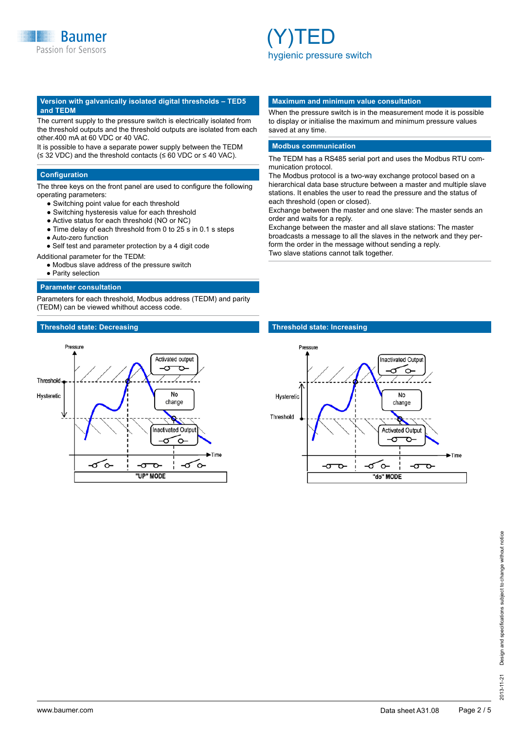## Version with galvanically isolated digital thresholds – TED5 and TEDM

The current supply to the pressure switch is electrically isolated from the threshold outputs and the threshold outputs are isolated from each other.400 mA at 60 VDC or 40 VAC.

It is possible to have a separate power supply between the TEDM (≤ 32 VDC) and the threshold contacts (≤ 60 VDC or ≤ 40 VAC).

## Configuration

The three keys on the front panel are used to configure the following operating parameters:

- Switching point value for each threshold
- Switching hysteresis value for each threshold
- Active status for each threshold (NO or NC)
- Time delay of each threshold from 0 to 25 s in 0.1 s steps
- Auto-zero function
- Self test and parameter protection by a 4 digit code

Additional parameter for the TEDM:

- Modbus slave address of the pressure switch
- Parity selection

## Parameter consultation

Parameters for each threshold, Modbus address (TEDM) and parity (TEDM) can be viewed whithout access code.

## Maximum and minimum value consultation

When the pressure switch is in the measurement mode it is possible to display or initialise the maximum and minimum pressure values saved at any time.

## Modbus communication

The TEDM has a RS485 serial port and uses the Modbus RTU communication protocol.

The Modbus protocol is a two-way exchange protocol based on a hierarchical data base structure between a master and multiple slave stations. It enables the user to read the pressure and the status of each threshold (open or closed).

Exchange between the master and one slave: The master sends an order and waits for a reply.

Exchange between the master and all slave stations: The master broadcasts a message to all the slaves in the network and they perform the order in the message without sending a reply.

Two slave stations cannot talk together.

## Threshold state: Decreasing

Pressure, Threshold, Hysteretic, Activated output, No change, Inactivated Output, Time, "UP" MODE

## Threshold state: Increasing

Pressure, Hysteretic, Threshold, Inactivated Output, No change, Activated Output, Time, "do" MODE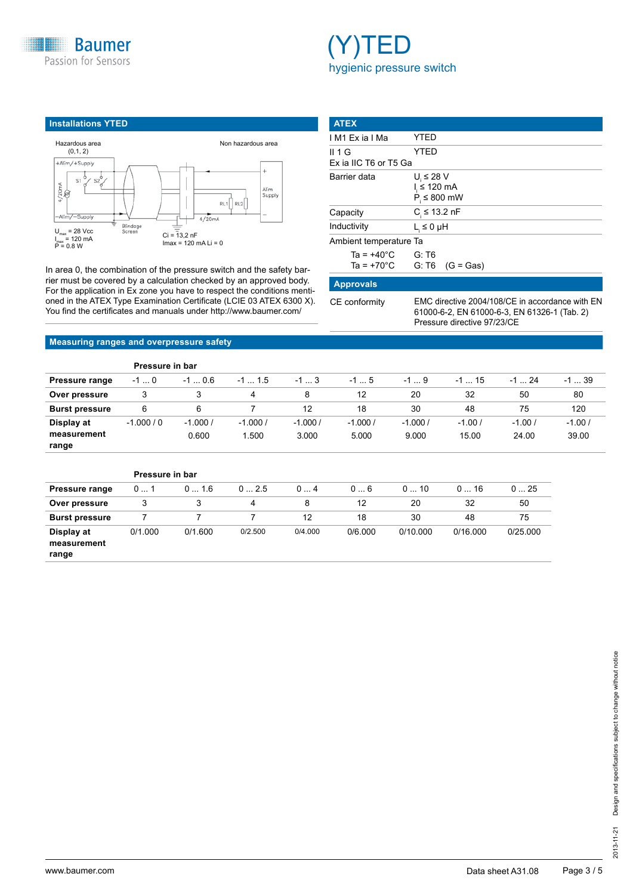# (Y)TED

hygienic pressure switch

## Installations YTED

Hazardous area (0,1, 2)

Non hazardous area

+Alim/+Supply

S1 S2

4/20mA

–Alim/–Supply

Blindage Screen

RL1 RL2

Alim Supply

$U_{max}$ = 28 Vcc
$I_{max}$ = 120 mA
P = 0.8 W

Ci = 13,2 nF
Imax = 120 mA Li = 0

In area 0, the combination of the pressure switch and the safety barrier must be covered by a calculation checked by an approved body. For the application in Ex zone you have to respect the conditions mentioned in the ATEX Type Examination Certificate (LCIE 03 ATEX 6300 X). You find the certificates and manuals under http://www.baumer.com/

## ATEX

| | |
|---|---|
| I M1 Ex ia I Ma | YTED |
| II 1 G Ex ia IIC T6 or T5 Ga | YTED |
| Barrier data | $U_i \leq 28$ V<br>$I_i \leq 120$ mA<br>$P_i \leq 800$ mW |
| Capacity | $C_i \leq 13.2$ nF |
| Inductivity | $L_i \leq 0$ µH |
| Ambient temperature Ta | |
| Ta = +40°C | G: T6 |
| Ta = +70°C | G: T6 (G = Gas) |

## Approvals

| | |
|---|---|
| CE conformity | EMC directive 2004/108/CE in accordance with EN 61000-6-2, EN 61000-6-3, EN 61326-1 (Tab. 2)<br>Pressure directive 97/23/CE |

## Measuring ranges and overpressure safety

| | Pressure in bar | | | | | | | | |
|---|---|---|---|---|---|---|---|---|---|
| **Pressure range** | -1 ... 0 | -1 ... 0.6 | -1 ... 1.5 | -1 ... 3 | -1 ... 5 | -1 ... 9 | -1 ... 15 | -1 ... 24 | -1 ... 39 |
| **Over pressure** | 3 | 3 | 4 | 8 | 12 | 20 | 32 | 50 | 80 |
| **Burst pressure** | 6 | 6 | 7 | 12 | 18 | 30 | 48 | 75 | 120 |
| **Display at measurement range** | -1.000 / 0 | -1.000 / 0.600 | -1.000 / 1.500 | -1.000 / 3.000 | -1.000 / 5.000 | -1.000 / 9.000 | -1.00 / 15.00 | -1.00 / 24.00 | -1.00 / 39.00 |

| | Pressure in bar | | | | | | | |
|---|---|---|---|---|---|---|---|---|
| **Pressure range** | 0 ... 1 | 0 ... 1.6 | 0 ... 2.5 | 0 ... 4 | 0 ... 6 | 0 ... 10 | 0 ... 16 | 0 ... 25 |
| **Over pressure** | 3 | 3 | 4 | 8 | 12 | 20 | 32 | 50 |
| **Burst pressure** | 7 | 7 | 7 | 12 | 18 | 30 | 48 | 75 |
| **Display at measurement range** | 0/1.000 | 0/1.600 | 0/2.500 | 0/4.000 | 0/6.000 | 0/10.000 | 0/16.000 | 0/25.000 |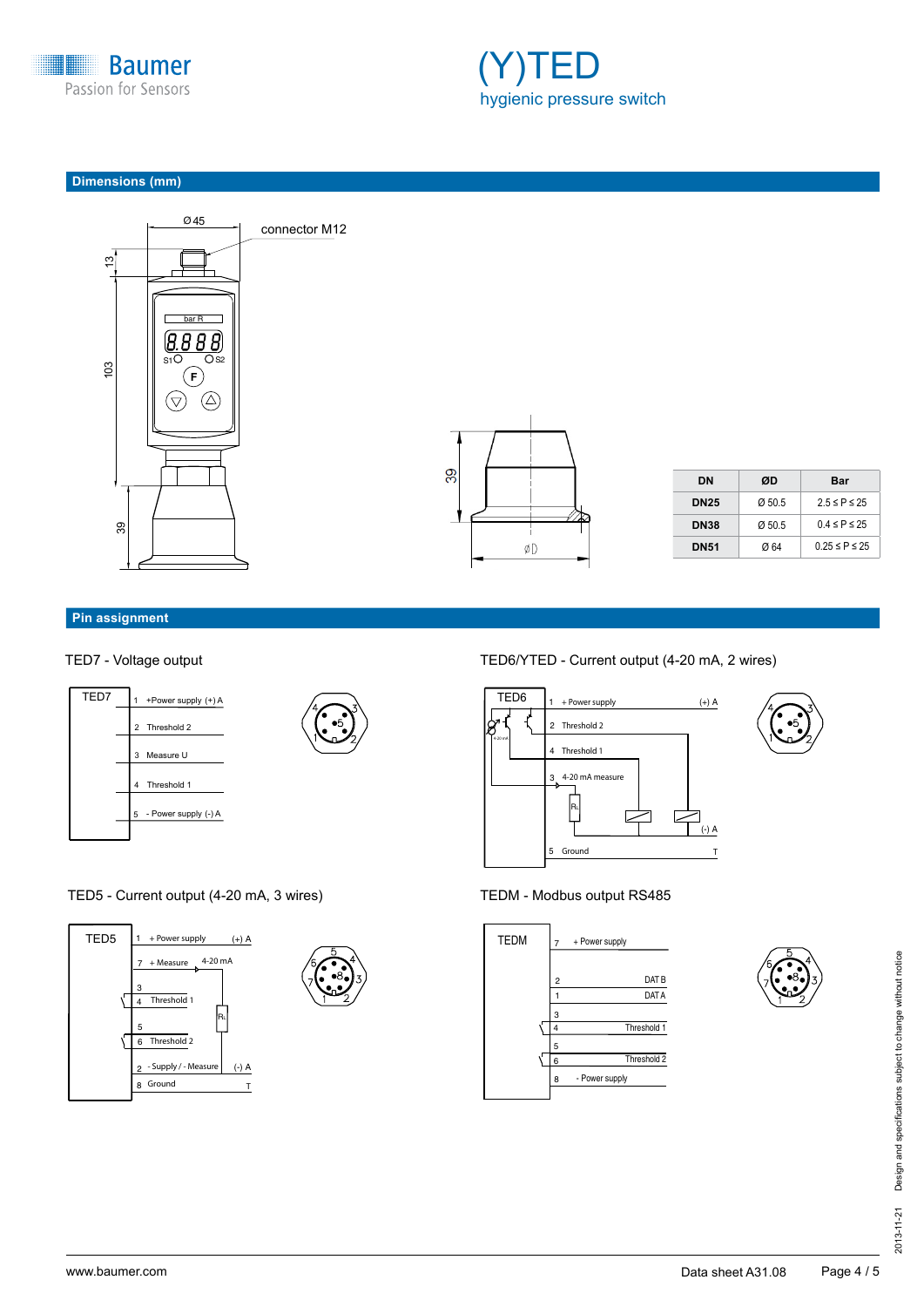# (Y)TED

hygienic pressure switch

## Dimensions (mm)

Ø 45

connector M12

13

103

39

bar R

8.888

S1 S2

F

39

ØD

| DN | ØD | Bar |
|---|---|---|
| DN25 | Ø 50.5 | 2.5 ≤ P ≤ 25 |
| DN38 | Ø 50.5 | 0.4 ≤ P ≤ 25 |
| DN51 | Ø 64 | 0.25 ≤ P ≤ 25 |

## Pin assignment

### TED7 - Voltage output

TED7

1 +Power supply (+) A

2 Threshold 2

3 Measure U

4 Threshold 1

5 - Power supply (-) A

### TED6/YTED - Current output (4-20 mA, 2 wires)

TED6

1 + Power supply (+) A

2 Threshold 2

4 Threshold 1

3 4-20 mA measure

RL

(-) A

5 Ground T

### TED5 - Current output (4-20 mA, 3 wires)

TED5

1 + Power supply (+) A

7 + Measure 4-20 mA

3

4 Threshold 1

RL

5

6 Threshold 2

2 - Supply / - Measure (-) A

8 Ground T

### TEDM - Modbus output RS485

TEDM

7 + Power supply

2 DAT B

1 DAT A

3

4 Threshold 1

5

6 Threshold 2

8 - Power supply

Design and specifications subject to change without notice

2013-11-21

www.baumer.com

Data sheet A31.08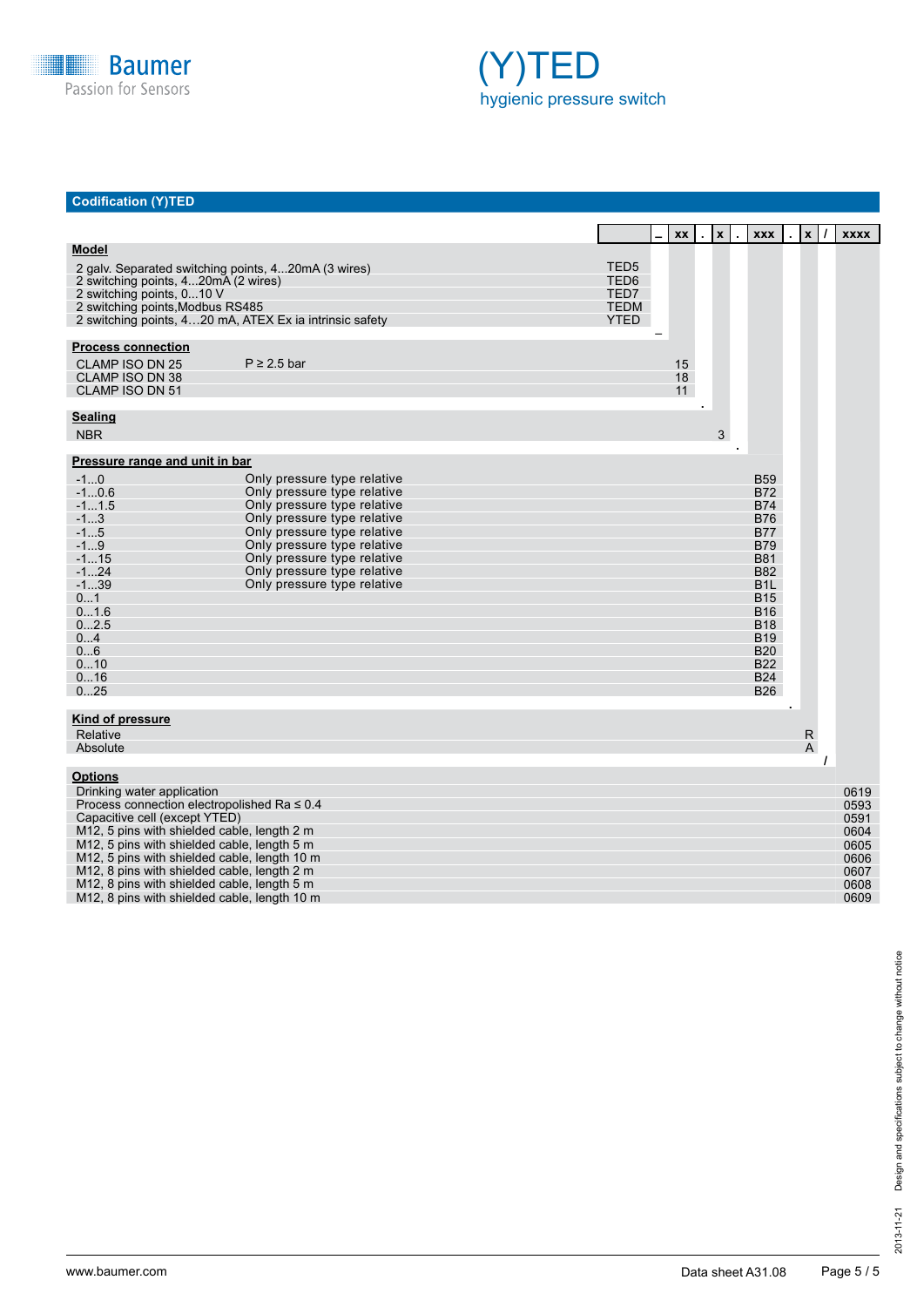# (Y)TED

hygienic pressure switch

## Codification (Y)TED

| | | – | xx | . | x | . | xxx | . | x | / | xxxx |
|---|---|---|---|---|---|---|---|---|---|---|---|

**Model**

| | |
|---|---|
| 2 galv. Separated switching points, 4...20mA (3 wires) | TED5 |
| 2 switching points, 4...20mA (2 wires) | TED6 |
| 2 switching points, 0...10 V | TED7 |
| 2 switching points,Modbus RS485 | TEDM |
| 2 switching points, 4…20 mA, ATEX Ex ia intrinsic safety | YTED |

–

**Process connection**

| | | |
|---|---|---|
| CLAMP ISO DN 25 | P ≥ 2.5 bar | 15 |
| CLAMP ISO DN 38 | | 18 |
| CLAMP ISO DN 51 | | 11 |

.

**Sealing**

| | |
|---|---|
| NBR | 3 |

.

**Pressure range and unit in bar**

| | | |
|---|---|---|
| -1...0 | Only pressure type relative | B59 |
| -1...0.6 | Only pressure type relative | B72 |
| -1...1.5 | Only pressure type relative | B74 |
| -1...3 | Only pressure type relative | B76 |
| -1...5 | Only pressure type relative | B77 |
| -1...9 | Only pressure type relative | B79 |
| -1...15 | Only pressure type relative | B81 |
| -1...24 | Only pressure type relative | B82 |
| -1...39 | Only pressure type relative | B1L |
| 0...1 | | B15 |
| 0...1.6 | | B16 |
| 0...2.5 | | B18 |
| 0...4 | | B19 |
| 0...6 | | B20 |
| 0...10 | | B22 |
| 0...16 | | B24 |
| 0...25 | | B26 |

.

**Kind of pressure**

| | |
|---|---|
| Relative | R |
| Absolute | A |

/

**Options**

| | |
|---|---|
| Drinking water application | 0619 |
| Process connection electropolished Ra ≤ 0.4 | 0593 |
| Capacitive cell (except YTED) | 0591 |
| M12, 5 pins with shielded cable, length 2 m | 0604 |
| M12, 5 pins with shielded cable, length 5 m | 0605 |
| M12, 5 pins with shielded cable, length 10 m | 0606 |
| M12, 8 pins with shielded cable, length 2 m | 0607 |
| M12, 8 pins with shielded cable, length 5 m | 0608 |
| M12, 8 pins with shielded cable, length 10 m | 0609 |

2013-11-21 Design and specifications subject to change without notice

www.baumer.com Data sheet A31.08